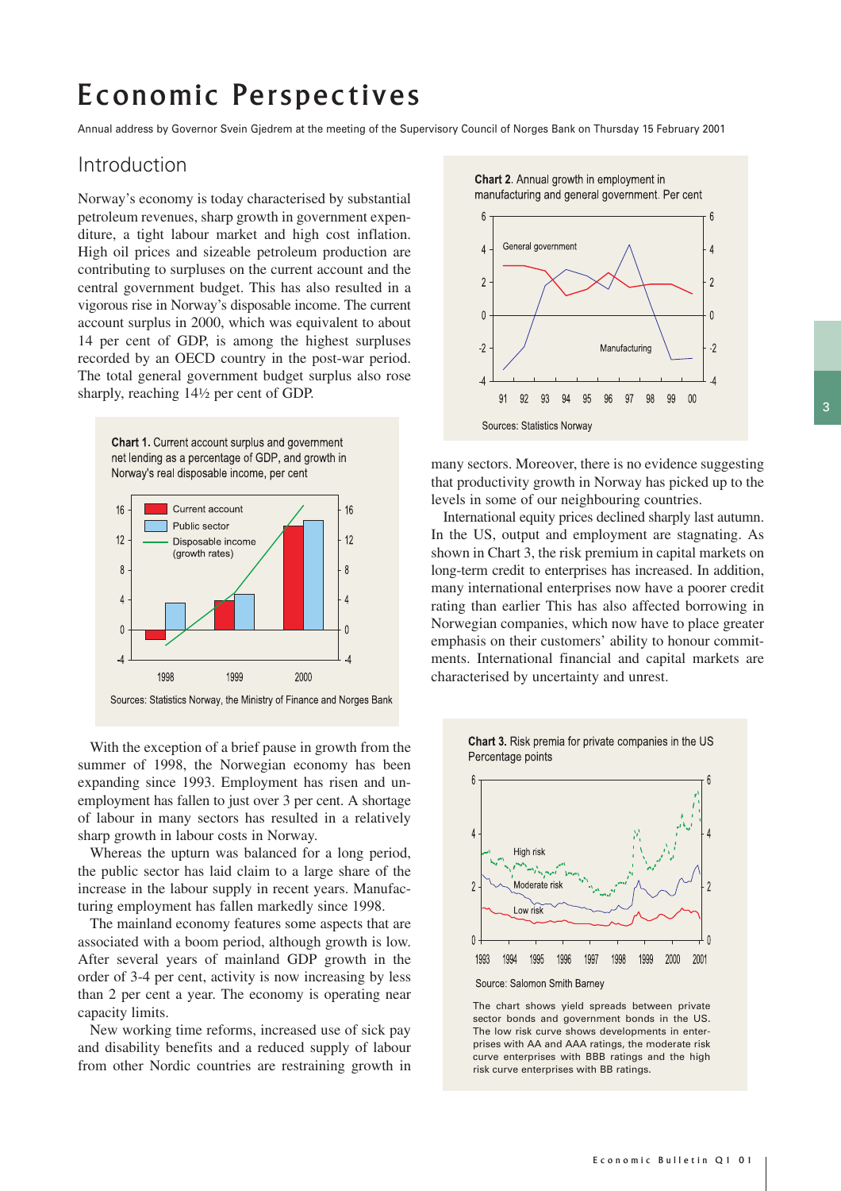# Economic Perspectives

Annual address by Governor Svein Gjedrem at the meeting of the Supervisory Council of Norges Bank on Thursday 15 February 2001

## Introduction

Norway's economy is today characterised by substantial petroleum revenues, sharp growth in government expenditure, a tight labour market and high cost inflation. High oil prices and sizeable petroleum production are contributing to surpluses on the current account and the central government budget. This has also resulted in a vigorous rise in Norway's disposable income. The current account surplus in 2000, which was equivalent to about 14 per cent of GDP, is among the highest surpluses recorded by an OECD country in the post-war period. The total general government budget surplus also rose sharply, reaching 14½ per cent of GDP.

**Chart 1.** Current account surplus and government net lending as a percentage of GDP, and growth in Norway's real disposable income, per cent

Sources: Statistics Norway, the Ministry of Finance and Norges Bank

With the exception of a brief pause in growth from the summer of 1998, the Norwegian economy has been expanding since 1993. Employment has risen and unemployment has fallen to just over 3 per cent. A shortage of labour in many sectors has resulted in a relatively sharp growth in labour costs in Norway.

Whereas the upturn was balanced for a long period, the public sector has laid claim to a large share of the increase in the labour supply in recent years. Manufacturing employment has fallen markedly since 1998.

The mainland economy features some aspects that are associated with a boom period, although growth is low. After several years of mainland GDP growth in the order of 3-4 per cent, activity is now increasing by less than 2 per cent a year. The economy is operating near capacity limits.

New working time reforms, increased use of sick pay and disability benefits and a reduced supply of labour from other Nordic countries are restraining growth in many sectors. Moreover, there is no evidence suggesting that productivity growth in Norway has picked up to the levels in some of our neighbouring countries.

**Chart 2.** Annual growth in employment in manufacturing and general government. Per cent

Sources: Statistics Norway

International equity prices declined sharply last autumn. In the US, output and employment are stagnating. As shown in Chart 3, the risk premium in capital markets on long-term credit to enterprises has increased. In addition, many international enterprises now have a poorer credit rating than earlier This has also affected borrowing in Norwegian companies, which now have to place greater emphasis on their customers' ability to honour commitments. International financial and capital markets are characterised by uncertainty and unrest.

**Chart 3.** Risk premia for private companies in the US Percentage points

Source: Salomon Smith Barney

The chart shows yield spreads between private sector bonds and government bonds in the US. The low risk curve shows developments in enterprises with AA and AAA ratings, the moderate risk curve enterprises with BBB ratings and the high risk curve enterprises with BB ratings.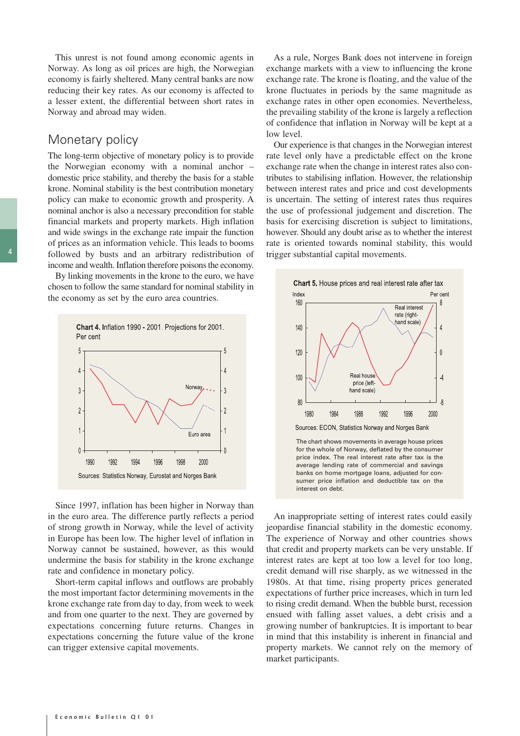This unrest is not found among economic agents in Norway. As long as oil prices are high, the Norwegian economy is fairly sheltered. Many central banks are now reducing their key rates. As our economy is affected to a lesser extent, the differential between short rates in Norway and abroad may widen.

## Monetary policy

The long-term objective of monetary policy is to provide the Norwegian economy with a nominal anchor – domestic price stability, and thereby the basis for a stable krone. Nominal stability is the best contribution monetary policy can make to economic growth and prosperity. A nominal anchor is also a necessary precondition for stable financial markets and property markets. High inflation and wide swings in the exchange rate impair the function of prices as an information vehicle. This leads to booms followed by busts and an arbitrary redistribution of income and wealth. Inflation therefore poisons the economy.

By linking movements in the krone to the euro, we have chosen to follow the same standard for nominal stability in the economy as set by the euro area countries.

**Chart 4.** Inflation 1990 - 2001. Projections for 2001. Per cent

Sources: Statistics Norway, Eurostat and Norges Bank

Since 1997, inflation has been higher in Norway than in the euro area. The difference partly reflects a period of strong growth in Norway, while the level of activity in Europe has been low. The higher level of inflation in Norway cannot be sustained, however, as this would undermine the basis for stability in the krone exchange rate and confidence in monetary policy.

Short-term capital inflows and outflows are probably the most important factor determining movements in the krone exchange rate from day to day, from week to week and from one quarter to the next. They are governed by expectations concerning future returns. Changes in expectations concerning the future value of the krone can trigger extensive capital movements.

As a rule, Norges Bank does not intervene in foreign exchange markets with a view to influencing the krone exchange rate. The krone is floating, and the value of the krone fluctuates in periods by the same magnitude as exchange rates in other open economies. Nevertheless, the prevailing stability of the krone is largely a reflection of confidence that inflation in Norway will be kept at a low level.

Our experience is that changes in the Norwegian interest rate level only have a predictable effect on the krone exchange rate when the change in interest rates also contributes to stabilising inflation. However, the relationship between interest rates and price and cost developments is uncertain. The setting of interest rates thus requires the use of professional judgement and discretion. The basis for exercising discretion is subject to limitations, however. Should any doubt arise as to whether the interest rate is oriented towards nominal stability, this would trigger substantial capital movements.

**Chart 5.** House prices and real interest rate after tax

Sources: ECON, Statistics Norway and Norges Bank

The chart shows movements in average house prices for the whole of Norway, deflated by the consumer price index. The real interest rate after tax is the average lending rate of commercial and savings banks on home mortgage loans, adjusted for consumer price inflation and deductible tax on the interest on debt.

An inappropriate setting of interest rates could easily jeopardise financial stability in the domestic economy. The experience of Norway and other countries shows that credit and property markets can be very unstable. If interest rates are kept at too low a level for too long, credit demand will rise sharply, as we witnessed in the 1980s. At that time, rising property prices generated expectations of further price increases, which in turn led to rising credit demand. When the bubble burst, recession ensued with falling asset values, a debt crisis and a growing number of bankruptcies. It is important to bear in mind that this instability is inherent in financial and property markets. We cannot rely on the memory of market participants.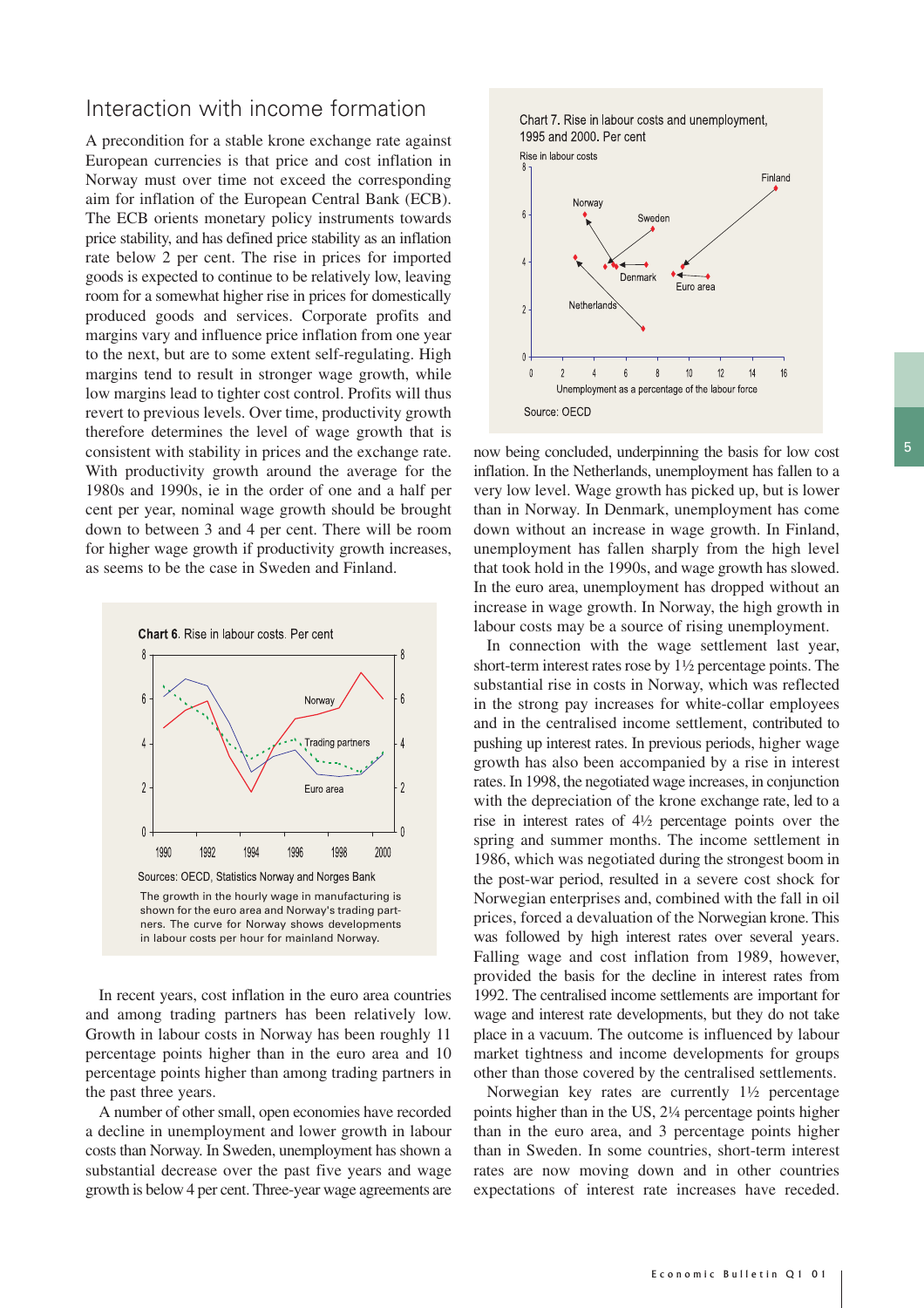## Interaction with income formation

A precondition for a stable krone exchange rate against European currencies is that price and cost inflation in Norway must over time not exceed the corresponding aim for inflation of the European Central Bank (ECB). The ECB orients monetary policy instruments towards price stability, and has defined price stability as an inflation rate below 2 per cent. The rise in prices for imported goods is expected to continue to be relatively low, leaving room for a somewhat higher rise in prices for domestically produced goods and services. Corporate profits and margins vary and influence price inflation from one year to the next, but are to some extent self-regulating. High margins tend to result in stronger wage growth, while low margins lead to tighter cost control. Profits will thus revert to previous levels. Over time, productivity growth therefore determines the level of wage growth that is consistent with stability in prices and the exchange rate. With productivity growth around the average for the 1980s and 1990s, ie in the order of one and a half per cent per year, nominal wage growth should be brought down to between 3 and 4 per cent. There will be room for higher wage growth if productivity growth increases, as seems to be the case in Sweden and Finland.

**Chart 6.** Rise in labour costs. Per cent

Sources: OECD, Statistics Norway and Norges Bank

The growth in the hourly wage in manufacturing is shown for the euro area and Norway's trading partners. The curve for Norway shows developments in labour costs per hour for mainland Norway.

In recent years, cost inflation in the euro area countries and among trading partners has been relatively low. Growth in labour costs in Norway has been roughly 11 percentage points higher than in the euro area and 10 percentage points higher than among trading partners in the past three years.

A number of other small, open economies have recorded a decline in unemployment and lower growth in labour costs than Norway. In Sweden, unemployment has shown a substantial decrease over the past five years and wage growth is below 4 per cent. Three-year wage agreements are now being concluded, underpinning the basis for low cost inflation. In the Netherlands, unemployment has fallen to a very low level. Wage growth has picked up, but is lower than in Norway. In Denmark, unemployment has come down without an increase in wage growth. In Finland, unemployment has fallen sharply from the high level that took hold in the 1990s, and wage growth has slowed. In the euro area, unemployment has dropped without an increase in wage growth. In Norway, the high growth in labour costs may be a source of rising unemployment.

Chart 7. Rise in labour costs and unemployment, 1995 and 2000. Per cent

Source: OECD

In connection with the wage settlement last year, short-term interest rates rose by 1½ percentage points. The substantial rise in costs in Norway, which was reflected in the strong pay increases for white-collar employees and in the centralised income settlement, contributed to pushing up interest rates. In previous periods, higher wage growth has also been accompanied by a rise in interest rates. In 1998, the negotiated wage increases, in conjunction with the depreciation of the krone exchange rate, led to a rise in interest rates of 4½ percentage points over the spring and summer months. The income settlement in 1986, which was negotiated during the strongest boom in the post-war period, resulted in a severe cost shock for Norwegian enterprises and, combined with the fall in oil prices, forced a devaluation of the Norwegian krone. This was followed by high interest rates over several years. Falling wage and cost inflation from 1989, however, provided the basis for the decline in interest rates from 1992. The centralised income settlements are important for wage and interest rate developments, but they do not take place in a vacuum. The outcome is influenced by labour market tightness and income developments for groups other than those covered by the centralised settlements.

Norwegian key rates are currently 1½ percentage points higher than in the US, 2¼ percentage points higher than in the euro area, and 3 percentage points higher than in Sweden. In some countries, short-term interest rates are now moving down and in other countries expectations of interest rate increases have receded.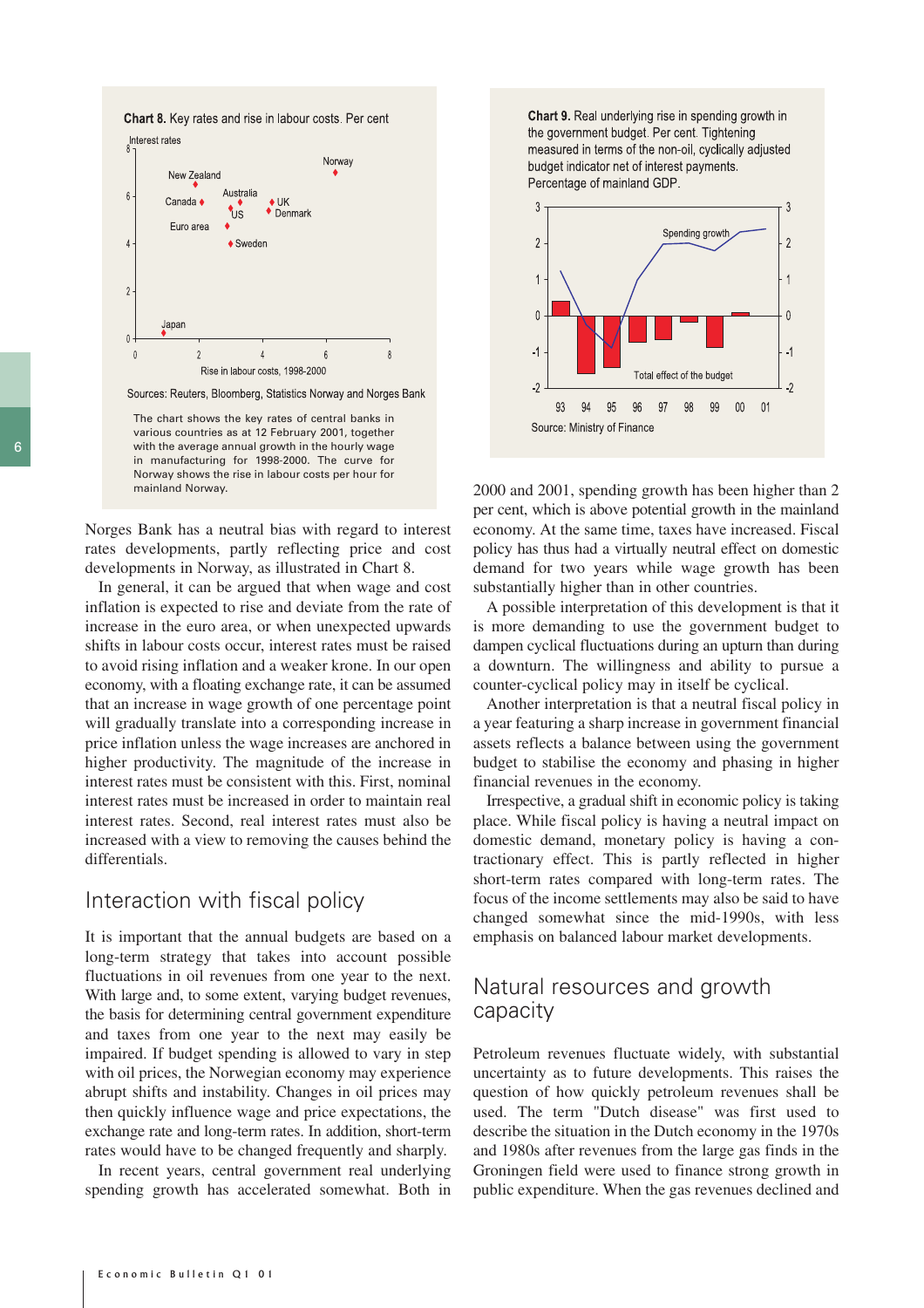**Chart 8.** Key rates and rise in labour costs. Per cent

Sources: Reuters, Bloomberg, Statistics Norway and Norges Bank

The chart shows the key rates of central banks in various countries as at 12 February 2001, together with the average annual growth in the hourly wage in manufacturing for 1998-2000. The curve for Norway shows the rise in labour costs per hour for mainland Norway.

Norges Bank has a neutral bias with regard to interest rates developments, partly reflecting price and cost developments in Norway, as illustrated in Chart 8.

In general, it can be argued that when wage and cost inflation is expected to rise and deviate from the rate of increase in the euro area, or when unexpected upwards shifts in labour costs occur, interest rates must be raised to avoid rising inflation and a weaker krone. In our open economy, with a floating exchange rate, it can be assumed that an increase in wage growth of one percentage point will gradually translate into a corresponding increase in price inflation unless the wage increases are anchored in higher productivity. The magnitude of the increase in interest rates must be consistent with this. First, nominal interest rates must be increased in order to maintain real interest rates. Second, real interest rates must also be increased with a view to removing the causes behind the differentials.

## Interaction with fiscal policy

It is important that the annual budgets are based on a long-term strategy that takes into account possible fluctuations in oil revenues from one year to the next. With large and, to some extent, varying budget revenues, the basis for determining central government expenditure and taxes from one year to the next may easily be impaired. If budget spending is allowed to vary in step with oil prices, the Norwegian economy may experience abrupt shifts and instability. Changes in oil prices may then quickly influence wage and price expectations, the exchange rate and long-term rates. In addition, short-term rates would have to be changed frequently and sharply.

In recent years, central government real underlying spending growth has accelerated somewhat. Both in 2000 and 2001, spending growth has been higher than 2 per cent, which is above potential growth in the mainland economy. At the same time, taxes have increased. Fiscal policy has thus had a virtually neutral effect on domestic demand for two years while wage growth has been substantially higher than in other countries.

**Chart 9.** Real underlying rise in spending growth in the government budget. Per cent. Tightening measured in terms of the non-oil, cyclically adjusted budget indicator net of interest payments. Percentage of mainland GDP.

Source: Ministry of Finance

A possible interpretation of this development is that it is more demanding to use the government budget to dampen cyclical fluctuations during an upturn than during a downturn. The willingness and ability to pursue a counter-cyclical policy may in itself be cyclical.

Another interpretation is that a neutral fiscal policy in a year featuring a sharp increase in government financial assets reflects a balance between using the government budget to stabilise the economy and phasing in higher financial revenues in the economy.

Irrespective, a gradual shift in economic policy is taking place. While fiscal policy is having a neutral impact on domestic demand, monetary policy is having a contractionary effect. This is partly reflected in higher short-term rates compared with long-term rates. The focus of the income settlements may also be said to have changed somewhat since the mid-1990s, with less emphasis on balanced labour market developments.

## Natural resources and growth capacity

Petroleum revenues fluctuate widely, with substantial uncertainty as to future developments. This raises the question of how quickly petroleum revenues shall be used. The term "Dutch disease" was first used to describe the situation in the Dutch economy in the 1970s and 1980s after revenues from the large gas finds in the Groningen field were used to finance strong growth in public expenditure. When the gas revenues declined and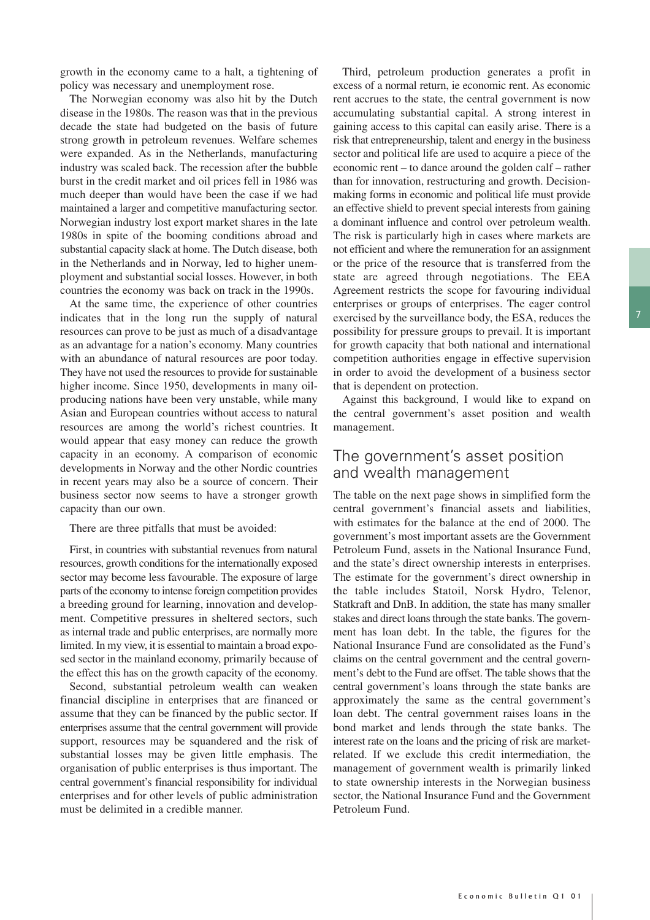growth in the economy came to a halt, a tightening of policy was necessary and unemployment rose.

The Norwegian economy was also hit by the Dutch disease in the 1980s. The reason was that in the previous decade the state had budgeted on the basis of future strong growth in petroleum revenues. Welfare schemes were expanded. As in the Netherlands, manufacturing industry was scaled back. The recession after the bubble burst in the credit market and oil prices fell in 1986 was much deeper than would have been the case if we had maintained a larger and competitive manufacturing sector. Norwegian industry lost export market shares in the late 1980s in spite of the booming conditions abroad and substantial capacity slack at home. The Dutch disease, both in the Netherlands and in Norway, led to higher unemployment and substantial social losses. However, in both countries the economy was back on track in the 1990s.

At the same time, the experience of other countries indicates that in the long run the supply of natural resources can prove to be just as much of a disadvantage as an advantage for a nation's economy. Many countries with an abundance of natural resources are poor today. They have not used the resources to provide for sustainable higher income. Since 1950, developments in many oil-producing nations have been very unstable, while many Asian and European countries without access to natural resources are among the world's richest countries. It would appear that easy money can reduce the growth capacity in an economy. A comparison of economic developments in Norway and the other Nordic countries in recent years may also be a source of concern. Their business sector now seems to have a stronger growth capacity than our own.

There are three pitfalls that must be avoided:

First, in countries with substantial revenues from natural resources, growth conditions for the internationally exposed sector may become less favourable. The exposure of large parts of the economy to intense foreign competition provides a breeding ground for learning, innovation and development. Competitive pressures in sheltered sectors, such as internal trade and public enterprises, are normally more limited. In my view, it is essential to maintain a broad exposed sector in the mainland economy, primarily because of the effect this has on the growth capacity of the economy.

Second, substantial petroleum wealth can weaken financial discipline in enterprises that are financed or assume that they can be financed by the public sector. If enterprises assume that the central government will provide support, resources may be squandered and the risk of substantial losses may be given little emphasis. The organisation of public enterprises is thus important. The central government's financial responsibility for individual enterprises and for other levels of public administration must be delimited in a credible manner.

Third, petroleum production generates a profit in excess of a normal return, ie economic rent. As economic rent accrues to the state, the central government is now accumulating substantial capital. A strong interest in gaining access to this capital can easily arise. There is a risk that entrepreneurship, talent and energy in the business sector and political life are used to acquire a piece of the economic rent – to dance around the golden calf – rather than for innovation, restructuring and growth. Decision-making forms in economic and political life must provide an effective shield to prevent special interests from gaining a dominant influence and control over petroleum wealth. The risk is particularly high in cases where markets are not efficient and where the remuneration for an assignment or the price of the resource that is transferred from the state are agreed through negotiations. The EEA Agreement restricts the scope for favouring individual enterprises or groups of enterprises. The eager control exercised by the surveillance body, the ESA, reduces the possibility for pressure groups to prevail. It is important for growth capacity that both national and international competition authorities engage in effective supervision in order to avoid the development of a business sector that is dependent on protection.

Against this background, I would like to expand on the central government's asset position and wealth management.

## The government's asset position and wealth management

The table on the next page shows in simplified form the central government's financial assets and liabilities, with estimates for the balance at the end of 2000. The government's most important assets are the Government Petroleum Fund, assets in the National Insurance Fund, and the state's direct ownership interests in enterprises. The estimate for the government's direct ownership in the table includes Statoil, Norsk Hydro, Telenor, Statkraft and DnB. In addition, the state has many smaller stakes and direct loans through the state banks. The government has loan debt. In the table, the figures for the National Insurance Fund are consolidated as the Fund's claims on the central government and the central government's debt to the Fund are offset. The table shows that the central government's loans through the state banks are approximately the same as the central government's loan debt. The central government raises loans in the bond market and lends through the state banks. The interest rate on the loans and the pricing of risk are market-related. If we exclude this credit intermediation, the management of government wealth is primarily linked to state ownership interests in the Norwegian business sector, the National Insurance Fund and the Government Petroleum Fund.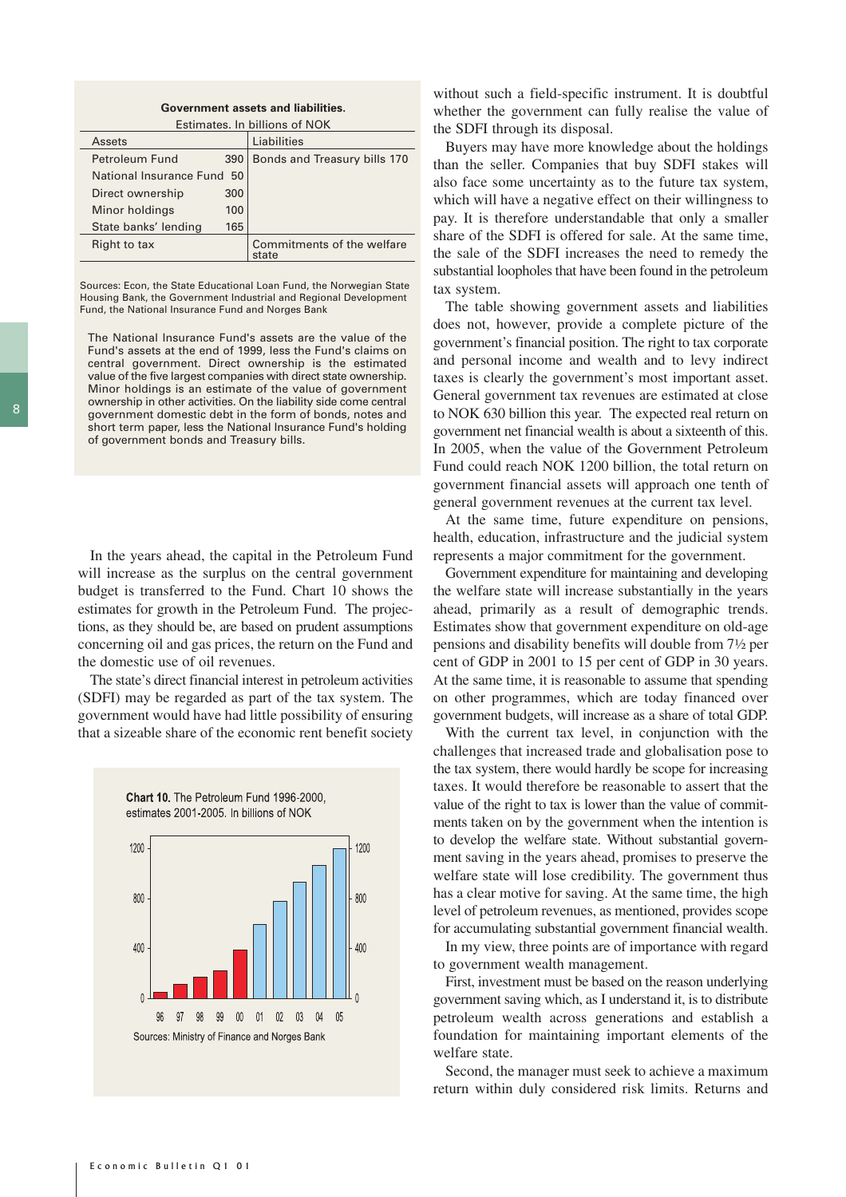**Government assets and liabilities.**
Estimates. In billions of NOK

| Assets | | Liabilities | |
|---|---|---|---|
| Petroleum Fund | 390 | Bonds and Treasury bills | 170 |
| National Insurance Fund | 50 | | |
| Direct ownership | 300 | | |
| Minor holdings | 100 | | |
| State banks' lending | 165 | | |
| Right to tax | | Commitments of the welfare state | |

Sources: Econ, the State Educational Loan Fund, the Norwegian State Housing Bank, the Government Industrial and Regional Development Fund, the National Insurance Fund and Norges Bank

The National Insurance Fund's assets are the value of the Fund's assets at the end of 1999, less the Fund's claims on central government. Direct ownership is the estimated value of the five largest companies with direct state ownership. Minor holdings is an estimate of the value of government ownership in other activities. On the liability side come central government domestic debt in the form of bonds, notes and short term paper, less the National Insurance Fund's holding of government bonds and Treasury bills.

In the years ahead, the capital in the Petroleum Fund will increase as the surplus on the central government budget is transferred to the Fund. Chart 10 shows the estimates for growth in the Petroleum Fund. The projections, as they should be, are based on prudent assumptions concerning oil and gas prices, the return on the Fund and the domestic use of oil revenues.

The state's direct financial interest in petroleum activities (SDFI) may be regarded as part of the tax system. The government would have had little possibility of ensuring that a sizeable share of the economic rent benefit society without such a field-specific instrument. It is doubtful whether the government can fully realise the value of the SDFI through its disposal.

**Chart 10.** The Petroleum Fund 1996-2000, estimates 2001-2005. In billions of NOK

Sources: Ministry of Finance and Norges Bank

Buyers may have more knowledge about the holdings than the seller. Companies that buy SDFI stakes will also face some uncertainty as to the future tax system, which will have a negative effect on their willingness to pay. It is therefore understandable that only a smaller share of the SDFI is offered for sale. At the same time, the sale of the SDFI increases the need to remedy the substantial loopholes that have been found in the petroleum tax system.

The table showing government assets and liabilities does not, however, provide a complete picture of the government's financial position. The right to tax corporate and personal income and wealth and to levy indirect taxes is clearly the government's most important asset. General government tax revenues are estimated at close to NOK 630 billion this year. The expected real return on government net financial wealth is about a sixteenth of this. In 2005, when the value of the Government Petroleum Fund could reach NOK 1200 billion, the total return on government financial assets will approach one tenth of general government revenues at the current tax level.

At the same time, future expenditure on pensions, health, education, infrastructure and the judicial system represents a major commitment for the government.

Government expenditure for maintaining and developing the welfare state will increase substantially in the years ahead, primarily as a result of demographic trends. Estimates show that government expenditure on old-age pensions and disability benefits will double from 7½ per cent of GDP in 2001 to 15 per cent of GDP in 30 years. At the same time, it is reasonable to assume that spending on other programmes, which are today financed over government budgets, will increase as a share of total GDP.

With the current tax level, in conjunction with the challenges that increased trade and globalisation pose to the tax system, there would hardly be scope for increasing taxes. It would therefore be reasonable to assert that the value of the right to tax is lower than the value of commitments taken on by the government when the intention is to develop the welfare state. Without substantial government saving in the years ahead, promises to preserve the welfare state will lose credibility. The government thus has a clear motive for saving. At the same time, the high level of petroleum revenues, as mentioned, provides scope for accumulating substantial government financial wealth.

In my view, three points are of importance with regard to government wealth management.

First, investment must be based on the reason underlying government saving which, as I understand it, is to distribute petroleum wealth across generations and establish a foundation for maintaining important elements of the welfare state.

Second, the manager must seek to achieve a maximum return within duly considered risk limits. Returns and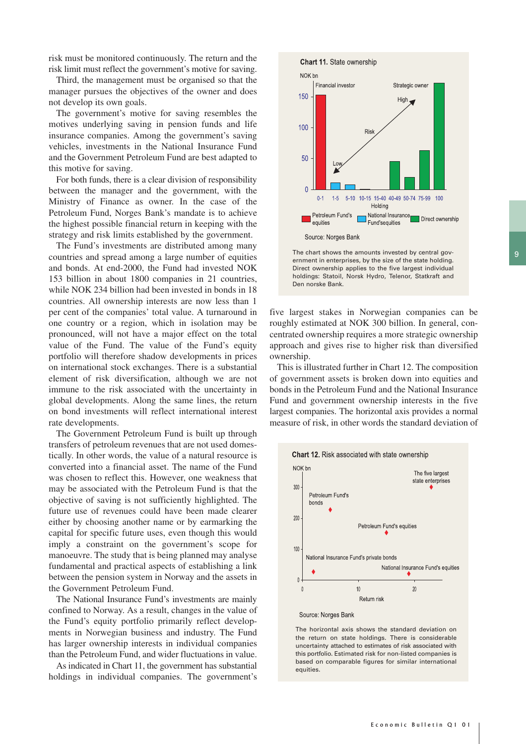risk must be monitored continuously. The return and the risk limit must reflect the government's motive for saving.

Third, the management must be organised so that the manager pursues the objectives of the owner and does not develop its own goals.

The government's motive for saving resembles the motives underlying saving in pension funds and life insurance companies. Among the government's saving vehicles, investments in the National Insurance Fund and the Government Petroleum Fund are best adapted to this motive for saving.

For both funds, there is a clear division of responsibility between the manager and the government, with the Ministry of Finance as owner. In the case of the Petroleum Fund, Norges Bank's mandate is to achieve the highest possible financial return in keeping with the strategy and risk limits established by the government.

The Fund's investments are distributed among many countries and spread among a large number of equities and bonds. At end-2000, the Fund had invested NOK 153 billion in about 1800 companies in 21 countries, while NOK 234 billion had been invested in bonds in 18 countries. All ownership interests are now less than 1 per cent of the companies' total value. A turnaround in one country or a region, which in isolation may be pronounced, will not have a major effect on the total value of the Fund. The value of the Fund's equity portfolio will therefore shadow developments in prices on international stock exchanges. There is a substantial element of risk diversification, although we are not immune to the risk associated with the uncertainty in global developments. Along the same lines, the return on bond investments will reflect international interest rate developments.

The Government Petroleum Fund is built up through transfers of petroleum revenues that are not used domestically. In other words, the value of a natural resource is converted into a financial asset. The name of the Fund was chosen to reflect this. However, one weakness that may be associated with the Petroleum Fund is that the objective of saving is not sufficiently highlighted. The future use of revenues could have been made clearer either by choosing another name or by earmarking the capital for specific future uses, even though this would imply a constraint on the government's scope for manoeuvre. The study that is being planned may analyse fundamental and practical aspects of establishing a link between the pension system in Norway and the assets in the Government Petroleum Fund.

The National Insurance Fund's investments are mainly confined to Norway. As a result, changes in the value of the Fund's equity portfolio primarily reflect developments in Norwegian business and industry. The Fund has larger ownership interests in individual companies than the Petroleum Fund, and wider fluctuations in value.

As indicated in Chart 11, the government has substantial holdings in individual companies. The government's five largest stakes in Norwegian companies can be roughly estimated at NOK 300 billion. In general, concentrated ownership requires a more strategic ownership approach and gives rise to higher risk than diversified ownership.

This is illustrated further in Chart 12. The composition of government assets is broken down into equities and bonds in the Petroleum Fund and the National Insurance Fund and government ownership interests in the five largest companies. The horizontal axis provides a normal measure of risk, in other words the standard deviation of

**Chart 11.** State ownership

Source: Norges Bank

The chart shows the amounts invested by central government in enterprises, by the size of the state holding. Direct ownership applies to the five largest individual holdings: Statoil, Norsk Hydro, Telenor, Statkraft and Den norske Bank.

**Chart 12.** Risk associated with state ownership

Source: Norges Bank

The horizontal axis shows the standard deviation on the return on state holdings. There is considerable uncertainty attached to estimates of risk associated with this portfolio. Estimated risk for non-listed companies is based on comparable figures for similar international equities.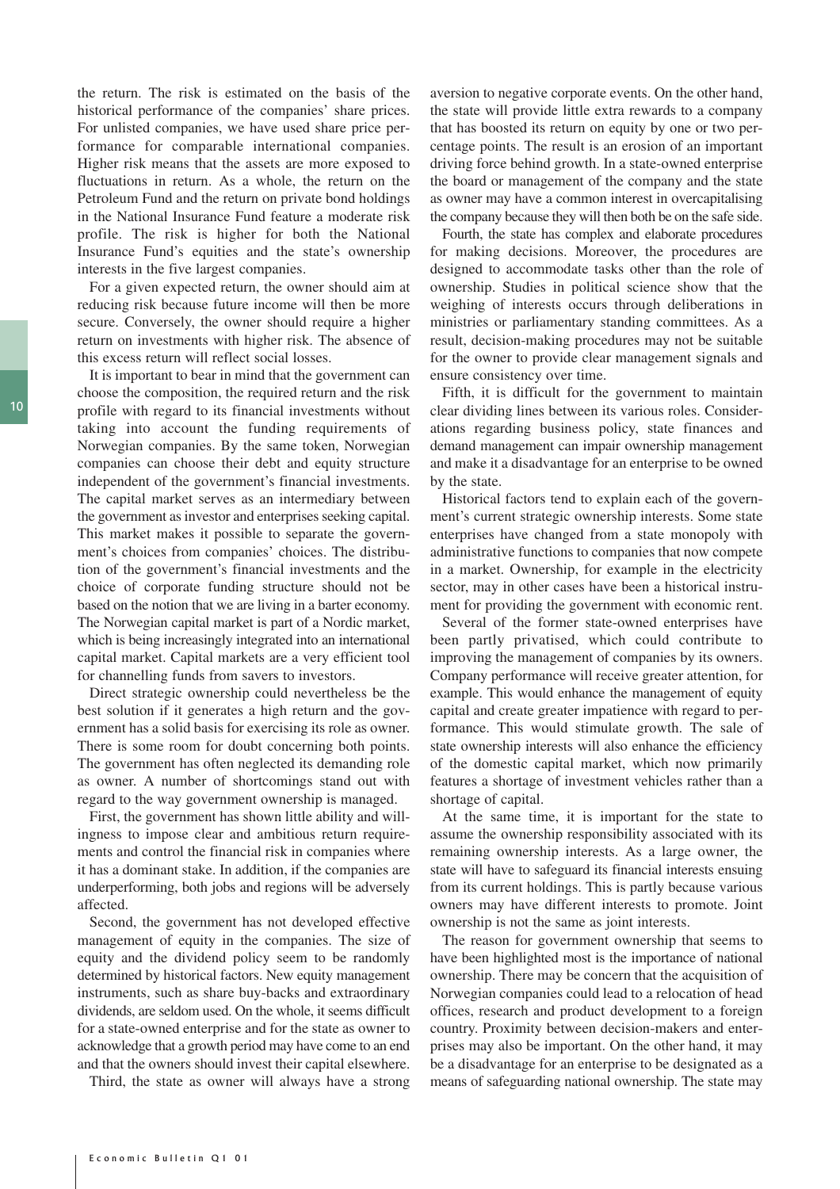the return. The risk is estimated on the basis of the historical performance of the companies' share prices. For unlisted companies, we have used share price performance for comparable international companies. Higher risk means that the assets are more exposed to fluctuations in return. As a whole, the return on the Petroleum Fund and the return on private bond holdings in the National Insurance Fund feature a moderate risk profile. The risk is higher for both the National Insurance Fund's equities and the state's ownership interests in the five largest companies.

For a given expected return, the owner should aim at reducing risk because future income will then be more secure. Conversely, the owner should require a higher return on investments with higher risk. The absence of this excess return will reflect social losses.

It is important to bear in mind that the government can choose the composition, the required return and the risk profile with regard to its financial investments without taking into account the funding requirements of Norwegian companies. By the same token, Norwegian companies can choose their debt and equity structure independent of the government's financial investments. The capital market serves as an intermediary between the government as investor and enterprises seeking capital. This market makes it possible to separate the government's choices from companies' choices. The distribution of the government's financial investments and the choice of corporate funding structure should not be based on the notion that we are living in a barter economy. The Norwegian capital market is part of a Nordic market, which is being increasingly integrated into an international capital market. Capital markets are a very efficient tool for channelling funds from savers to investors.

Direct strategic ownership could nevertheless be the best solution if it generates a high return and the government has a solid basis for exercising its role as owner. There is some room for doubt concerning both points. The government has often neglected its demanding role as owner. A number of shortcomings stand out with regard to the way government ownership is managed.

First, the government has shown little ability and willingness to impose clear and ambitious return requirements and control the financial risk in companies where it has a dominant stake. In addition, if the companies are underperforming, both jobs and regions will be adversely affected.

Second, the government has not developed effective management of equity in the companies. The size of equity and the dividend policy seem to be randomly determined by historical factors. New equity management instruments, such as share buy-backs and extraordinary dividends, are seldom used. On the whole, it seems difficult for a state-owned enterprise and for the state as owner to acknowledge that a growth period may have come to an end and that the owners should invest their capital elsewhere.

Third, the state as owner will always have a strong aversion to negative corporate events. On the other hand, the state will provide little extra rewards to a company that has boosted its return on equity by one or two percentage points. The result is an erosion of an important driving force behind growth. In a state-owned enterprise the board or management of the company and the state as owner may have a common interest in overcapitalising the company because they will then both be on the safe side.

Fourth, the state has complex and elaborate procedures for making decisions. Moreover, the procedures are designed to accommodate tasks other than the role of ownership. Studies in political science show that the weighing of interests occurs through deliberations in ministries or parliamentary standing committees. As a result, decision-making procedures may not be suitable for the owner to provide clear management signals and ensure consistency over time.

Fifth, it is difficult for the government to maintain clear dividing lines between its various roles. Considerations regarding business policy, state finances and demand management can impair ownership management and make it a disadvantage for an enterprise to be owned by the state.

Historical factors tend to explain each of the government's current strategic ownership interests. Some state enterprises have changed from a state monopoly with administrative functions to companies that now compete in a market. Ownership, for example in the electricity sector, may in other cases have been a historical instrument for providing the government with economic rent.

Several of the former state-owned enterprises have been partly privatised, which could contribute to improving the management of companies by its owners. Company performance will receive greater attention, for example. This would enhance the management of equity capital and create greater impatience with regard to performance. This would stimulate growth. The sale of state ownership interests will also enhance the efficiency of the domestic capital market, which now primarily features a shortage of investment vehicles rather than a shortage of capital.

At the same time, it is important for the state to assume the ownership responsibility associated with its remaining ownership interests. As a large owner, the state will have to safeguard its financial interests ensuing from its current holdings. This is partly because various owners may have different interests to promote. Joint ownership is not the same as joint interests.

The reason for government ownership that seems to have been highlighted most is the importance of national ownership. There may be concern that the acquisition of Norwegian companies could lead to a relocation of head offices, research and product development to a foreign country. Proximity between decision-makers and enterprises may also be important. On the other hand, it may be a disadvantage for an enterprise to be designated as a means of safeguarding national ownership. The state may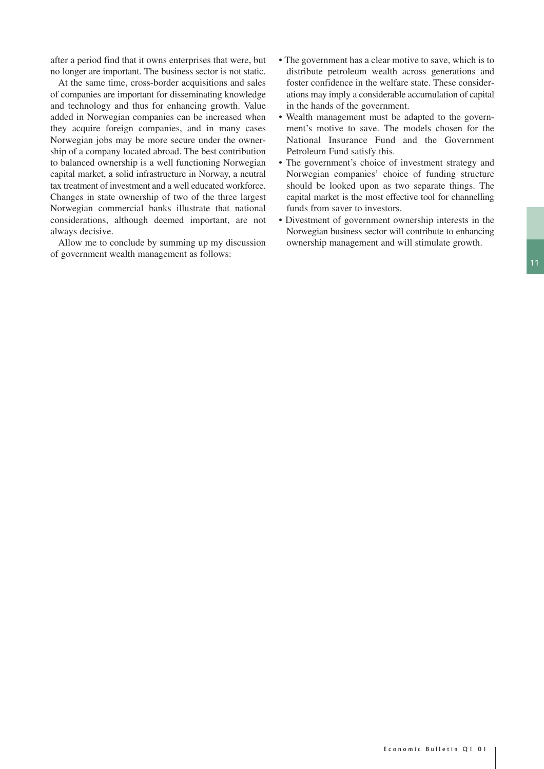after a period find that it owns enterprises that were, but no longer are important. The business sector is not static.

At the same time, cross-border acquisitions and sales of companies are important for disseminating knowledge and technology and thus for enhancing growth. Value added in Norwegian companies can be increased when they acquire foreign companies, and in many cases Norwegian jobs may be more secure under the ownership of a company located abroad. The best contribution to balanced ownership is a well functioning Norwegian capital market, a solid infrastructure in Norway, a neutral tax treatment of investment and a well educated workforce. Changes in state ownership of two of the three largest Norwegian commercial banks illustrate that national considerations, although deemed important, are not always decisive.

Allow me to conclude by summing up my discussion of government wealth management as follows:

- The government has a clear motive to save, which is to distribute petroleum wealth across generations and foster confidence in the welfare state. These considerations may imply a considerable accumulation of capital in the hands of the government.
- Wealth management must be adapted to the government's motive to save. The models chosen for the National Insurance Fund and the Government Petroleum Fund satisfy this.
- The government's choice of investment strategy and Norwegian companies' choice of funding structure should be looked upon as two separate things. The capital market is the most effective tool for channelling funds from saver to investors.
- Divestment of government ownership interests in the Norwegian business sector will contribute to enhancing ownership management and will stimulate growth.